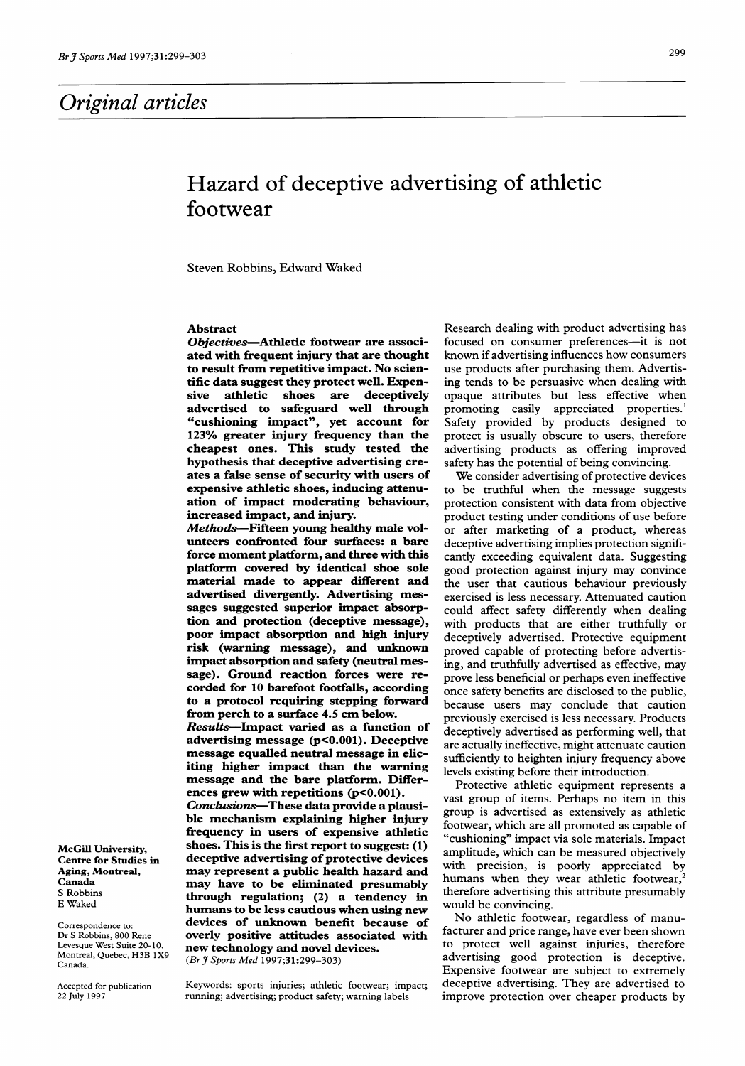## Original articles

# Hazard of deceptive advertising of athletic footwear

Steven Robbins, Edward Waked

McGill University, Centre for Studies in Aging, Montreal, Canada
S Robbins
E Waked

Correspondence to: Dr S Robbins, 800 Rene Levesque West Suite 20-10, Montreal, Quebec, H3B 1X9 Canada.

Accepted for publication 22 July 1997

### Abstract

***Objectives***—**Athletic footwear are associated with frequent injury that are thought to result from repetitive impact. No scientific data suggest they protect well. Expensive athletic shoes are deceptively advertised to safeguard well through "cushioning impact", yet account for 123% greater injury frequency than the cheapest ones. This study tested the hypothesis that deceptive advertising creates a false sense of security with users of expensive athletic shoes, inducing attenuation of impact moderating behaviour, increased impact, and injury.**

***Methods***—**Fifteen young healthy male volunteers confronted four surfaces: a bare force moment platform, and three with this platform covered by identical shoe sole material made to appear different and advertised divergently. Advertising messages suggested superior impact absorption and protection (deceptive message), poor impact absorption and high injury risk (warning message), and unknown impact absorption and safety (neutral message). Ground reaction forces were recorded for 10 barefoot footfalls, according to a protocol requiring stepping forward from perch to a surface 4.5 cm below.**

***Results***—**Impact varied as a function of advertising message ($p<0.001$). Deceptive message equalled neutral message in eliciting higher impact than the warning message and the bare platform. Differences grew with repetitions ($p<0.001$).**

***Conclusions***—**These data provide a plausible mechanism explaining higher injury frequency in users of expensive athletic shoes. This is the first report to suggest: (1) deceptive advertising of protective devices may represent a public health hazard and may have to be eliminated presumably through regulation; (2) a tendency in humans to be less cautious when using new devices of unknown benefit because of overly positive attitudes associated with new technology and novel devices.**

(*Br J Sports Med* 1997;31:299–303)

Keywords: sports injuries; athletic footwear; impact; running; advertising; product safety; warning labels

Research dealing with product advertising has focused on consumer preferences—it is not known if advertising influences how consumers use products after purchasing them. Advertising tends to be persuasive when dealing with opaque attributes but less effective when promoting easily appreciated properties.[1] Safety provided by products designed to protect is usually obscure to users, therefore advertising products as offering improved safety has the potential of being convincing.

We consider advertising of protective devices to be truthful when the message suggests protection consistent with data from objective product testing under conditions of use before or after marketing of a product, whereas deceptive advertising implies protection significantly exceeding equivalent data. Suggesting good protection against injury may convince the user that cautious behaviour previously exercised is less necessary. Attenuated caution could affect safety differently when dealing with products that are either truthfully or deceptively advertised. Protective equipment proved capable of protecting before advertising, and truthfully advertised as effective, may prove less beneficial or perhaps even ineffective once safety benefits are disclosed to the public, because users may conclude that caution previously exercised is less necessary. Products deceptively advertised as performing well, that are actually ineffective, might attenuate caution sufficiently to heighten injury frequency above levels existing before their introduction.

Protective athletic equipment represents a vast group of items. Perhaps no item in this group is advertised as extensively as athletic footwear, which are all promoted as capable of "cushioning" impact via sole materials. Impact amplitude, which can be measured objectively with precision, is poorly appreciated by humans when they wear athletic footwear,[2] therefore advertising this attribute presumably would be convincing.

No athletic footwear, regardless of manufacturer and price range, have ever been shown to protect well against injuries, therefore advertising good protection is deceptive. Expensive footwear are subject to extremely deceptive advertising. They are advertised to improve protection over cheaper products by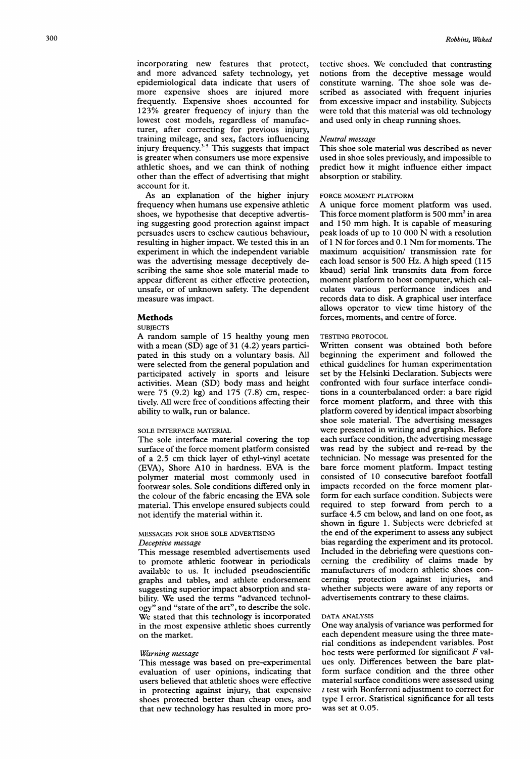incorporating new features that protect, and more advanced safety technology, yet epidemiological data indicate that users of more expensive shoes are injured more frequently. Expensive shoes accounted for 123% greater frequency of injury than the lowest cost models, regardless of manufacturer, after correcting for previous injury, training mileage, and sex, factors influencing injury frequency.[3–5] This suggests that impact is greater when consumers use more expensive athletic shoes, and we can think of nothing other than the effect of advertising that might account for it.

As an explanation of the higher injury frequency when humans use expensive athletic shoes, we hypothesise that deceptive advertising suggesting good protection against impact persuades users to eschew cautious behaviour, resulting in higher impact. We tested this in an experiment in which the independent variable was the advertising message deceptively describing the same shoe sole material made to appear different as either effective protection, unsafe, or of unknown safety. The dependent measure was impact.

## Methods

### SUBJECTS

A random sample of 15 healthy young men with a mean (SD) age of 31 (4.2) years participated in this study on a voluntary basis. All were selected from the general population and participated actively in sports and leisure activities. Mean (SD) body mass and height were 75 (9.2) kg) and 175 (7.8) cm, respectively. All were free of conditions affecting their ability to walk, run or balance.

### SOLE INTERFACE MATERIAL

The sole interface material covering the top surface of the force moment platform consisted of a 2.5 cm thick layer of ethyl-vinyl acetate (EVA), Shore A10 in hardness. EVA is the polymer material most commonly used in footwear soles. Sole conditions differed only in the colour of the fabric encasing the EVA sole material. This envelope ensured subjects could not identify the material within it.

### MESSAGES FOR SHOE SOLE ADVERTISING

#### *Deceptive message*

This message resembled advertisements used to promote athletic footwear in periodicals available to us. It included pseudoscientific graphs and tables, and athlete endorsement suggesting superior impact absorption and stability. We used the terms "advanced technology" and "state of the art", to describe the sole. We stated that this technology is incorporated in the most expensive athletic shoes currently on the market.

#### *Warning message*

This message was based on pre-experimental evaluation of user opinions, indicating that users believed that athletic shoes were effective in protecting against injury, that expensive shoes protected better than cheap ones, and that new technology has resulted in more protective shoes. We concluded that contrasting notions from the deceptive message would constitute warning. The shoe sole was described as associated with frequent injuries from excessive impact and instability. Subjects were told that this material was old technology and used only in cheap running shoes.

#### *Neutral message*

This shoe sole material was described as never used in shoe soles previously, and impossible to predict how it might influence either impact absorption or stability.

### FORCE MOMENT PLATFORM

A unique force moment platform was used. This force moment platform is 500 mm$^2$ in area and 150 mm high. It is capable of measuring peak loads of up to 10 000 N with a resolution of 1 N for forces and 0.1 Nm for moments. The maximum acquisition/ transmission rate for each load sensor is 500 Hz. A high speed (115 kbaud) serial link transmits data from force moment platform to host computer, which calculates various performance indices and records data to disk. A graphical user interface allows operator to view time history of the forces, moments, and centre of force.

### TESTING PROTOCOL

Written consent was obtained both before beginning the experiment and followed the ethical guidelines for human experimentation set by the Helsinki Declaration. Subjects were confronted with four surface interface conditions in a counterbalanced order: a bare rigid force moment platform, and three with this platform covered by identical impact absorbing shoe sole material. The advertising messages were presented in writing and graphics. Before each surface condition, the advertising message was read by the subject and re-read by the technician. No message was presented for the bare force moment platform. Impact testing consisted of 10 consecutive barefoot footfall impacts recorded on the force moment platform for each surface condition. Subjects were required to step forward from perch to a surface 4.5 cm below, and land on one foot, as shown in figure 1. Subjects were debriefed at the end of the experiment to assess any subject bias regarding the experiment and its protocol. Included in the debriefing were questions concerning the credibility of claims made by manufacturers of modern athletic shoes concerning protection against injuries, and whether subjects were aware of any reports or advertisements contrary to these claims.

### DATA ANALYSIS

One way analysis of variance was performed for each dependent measure using the three material conditions as independent variables. Post hoc tests were performed for significant $F$ values only. Differences between the bare platform surface condition and the three other material surface conditions were assessed using $t$ test with Bonferroni adjustment to correct for type I error. Statistical significance for all tests was set at 0.05.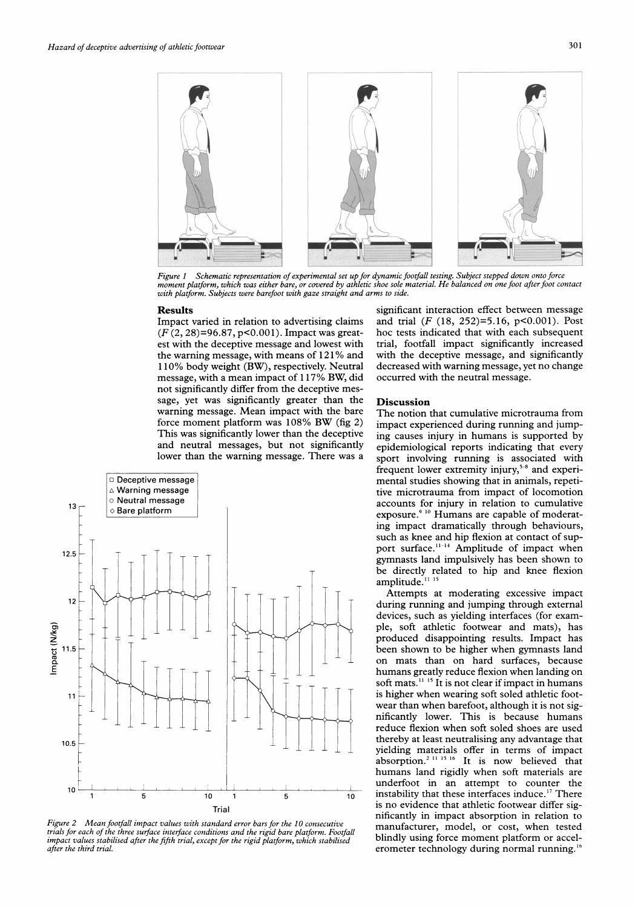*Figure 1 Schematic representation of experimental set up for dynamic footfall testing. Subject stepped down onto force moment platform, which was either bare, or covered by athletic shoe sole material. He balanced on one foot after foot contact with platform. Subjects were barefoot with gaze straight and arms to side.*

## Results

Impact varied in relation to advertising claims ($F$ (2, 28)=96.87, $p<0.001$). Impact was greatest with the deceptive message and lowest with the warning message, with means of 121% and 110% body weight (BW), respectively. Neutral message, with a mean impact of 117% BW, did not significantly differ from the deceptive message, yet was significantly greater than the warning message. Mean impact with the bare force moment platform was 108% BW (fig 2) This was significantly lower than the deceptive and neutral messages, but not significantly lower than the warning message. There was a significant interaction effect between message and trial ($F$ (18, 252)=5.16, $p<0.001$). Post hoc tests indicated that with each subsequent trial, footfall impact significantly increased with the deceptive message, and significantly decreased with warning message, yet no change occurred with the neutral message.

*Figure 2 Mean footfall impact values with standard error bars for the 10 consecutive trials for each of the three surface interface conditions and the rigid bare platform. Footfall impact values stabilised after the fifth trial, except for the rigid platform, which stabilised after the third trial.*

## Discussion

The notion that cumulative microtrauma from impact experienced during running and jumping causes injury in humans is supported by epidemiological reports indicating that every sport involving running is associated with frequent lower extremity injury,[5-8] and experimental studies showing that in animals, repetitive microtrauma from impact of locomotion accounts for injury in relation to cumulative exposure.[9,10] Humans are capable of moderating impact dramatically through behaviours, such as knee and hip flexion at contact of support surface.[11-14] Amplitude of impact when gymnasts land impulsively has been shown to be directly related to hip and knee flexion amplitude.[11,15]

Attempts at moderating excessive impact during running and jumping through external devices, such as yielding interfaces (for example, soft athletic footwear and mats), has produced disappointing results. Impact has been shown to be higher when gymnasts land on mats than on hard surfaces, because humans greatly reduce flexion when landing on soft mats.[11,15] It is not clear if impact in humans is higher when wearing soft soled athletic footwear than when barefoot, although it is not significantly lower. This is because humans reduce flexion when soft soled shoes are used thereby at least neutralising any advantage that yielding materials offer in terms of impact absorption.[2,11,15,16] It is now believed that humans land rigidly when soft materials are underfoot in an attempt to counter the instability that these interfaces induce.[17] There is no evidence that athletic footwear differ significantly in impact absorption in relation to manufacturer, model, or cost, when tested blindly using force moment platform or accelerometer technology during normal running.[16]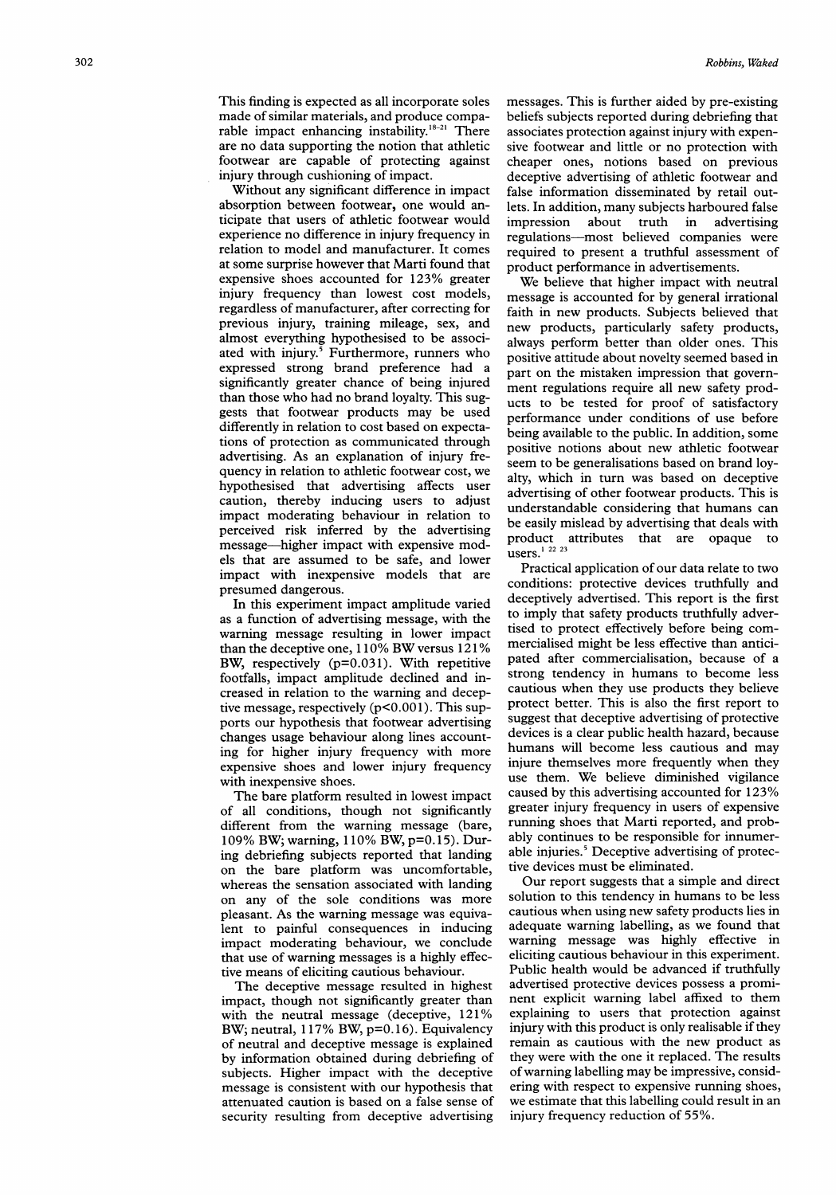This finding is expected as all incorporate soles made of similar materials, and produce comparable impact enhancing instability.[18–21] There are no data supporting the notion that athletic footwear are capable of protecting against injury through cushioning of impact.

Without any significant difference in impact absorption between footwear, one would anticipate that users of athletic footwear would experience no difference in injury frequency in relation to model and manufacturer. It comes at some surprise however that Marti found that expensive shoes accounted for 123% greater injury frequency than lowest cost models, regardless of manufacturer, after correcting for previous injury, training mileage, sex, and almost everything hypothesised to be associated with injury.[5] Furthermore, runners who expressed strong brand preference had a significantly greater chance of being injured than those who had no brand loyalty. This suggests that footwear products may be used differently in relation to cost based on expectations of protection as communicated through advertising. As an explanation of injury frequency in relation to athletic footwear cost, we hypothesised that advertising affects user caution, thereby inducing users to adjust impact moderating behaviour in relation to perceived risk inferred by the advertising message—higher impact with expensive models that are assumed to be safe, and lower impact with inexpensive models that are presumed dangerous.

In this experiment impact amplitude varied as a function of advertising message, with the warning message resulting in lower impact than the deceptive one, 110% BW versus 121% BW, respectively ($p=0.031$). With repetitive footfalls, impact amplitude declined and increased in relation to the warning and deceptive message, respectively ($p<0.001$). This supports our hypothesis that footwear advertising changes usage behaviour along lines accounting for higher injury frequency with more expensive shoes and lower injury frequency with inexpensive shoes.

The bare platform resulted in lowest impact of all conditions, though not significantly different from the warning message (bare, 109% BW; warning, 110% BW, $p=0.15$). During debriefing subjects reported that landing on the bare platform was uncomfortable, whereas the sensation associated with landing on any of the sole conditions was more pleasant. As the warning message was equivalent to painful consequences in inducing impact moderating behaviour, we conclude that use of warning messages is a highly effective means of eliciting cautious behaviour.

The deceptive message resulted in highest impact, though not significantly greater than with the neutral message (deceptive, 121% BW; neutral, 117% BW, $p=0.16$). Equivalency of neutral and deceptive message is explained by information obtained during debriefing of subjects. Higher impact with the deceptive message is consistent with our hypothesis that attenuated caution is based on a false sense of security resulting from deceptive advertising messages. This is further aided by pre-existing beliefs subjects reported during debriefing that associates protection against injury with expensive footwear and little or no protection with cheaper ones, notions based on previous deceptive advertising of athletic footwear and false information disseminated by retail outlets. In addition, many subjects harboured false impression about truth in advertising regulations—most believed companies were required to present a truthful assessment of product performance in advertisements.

We believe that higher impact with neutral message is accounted for by general irrational faith in new products. Subjects believed that new products, particularly safety products, always perform better than older ones. This positive attitude about novelty seemed based in part on the mistaken impression that government regulations require all new safety products to be tested for proof of satisfactory performance under conditions of use before being available to the public. In addition, some positive notions about new athletic footwear seem to be generalisations based on brand loyalty, which in turn was based on deceptive advertising of other footwear products. This is understandable considering that humans can be easily mislead by advertising that deals with product attributes that are opaque to users.[1 22 23]

Practical application of our data relate to two conditions: protective devices truthfully and deceptively advertised. This report is the first to imply that safety products truthfully advertised to protect effectively before being commercialised might be less effective than anticipated after commercialisation, because of a strong tendency in humans to become less cautious when they use products they believe protect better. This is also the first report to suggest that deceptive advertising of protective devices is a clear public health hazard, because humans will become less cautious and may injure themselves more frequently when they use them. We believe diminished vigilance caused by this advertising accounted for 123% greater injury frequency in users of expensive running shoes that Marti reported, and probably continues to be responsible for innumerable injuries.[5] Deceptive advertising of protective devices must be eliminated.

Our report suggests that a simple and direct solution to this tendency in humans to be less cautious when using new safety products lies in adequate warning labelling, as we found that warning message was highly effective in eliciting cautious behaviour in this experiment. Public health would be advanced if truthfully advertised protective devices possess a prominent explicit warning label affixed to them explaining to users that protection against injury with this product is only realisable if they remain as cautious with the new product as they were with the one it replaced. The results of warning labelling may be impressive, considering with respect to expensive running shoes, we estimate that this labelling could result in an injury frequency reduction of 55%.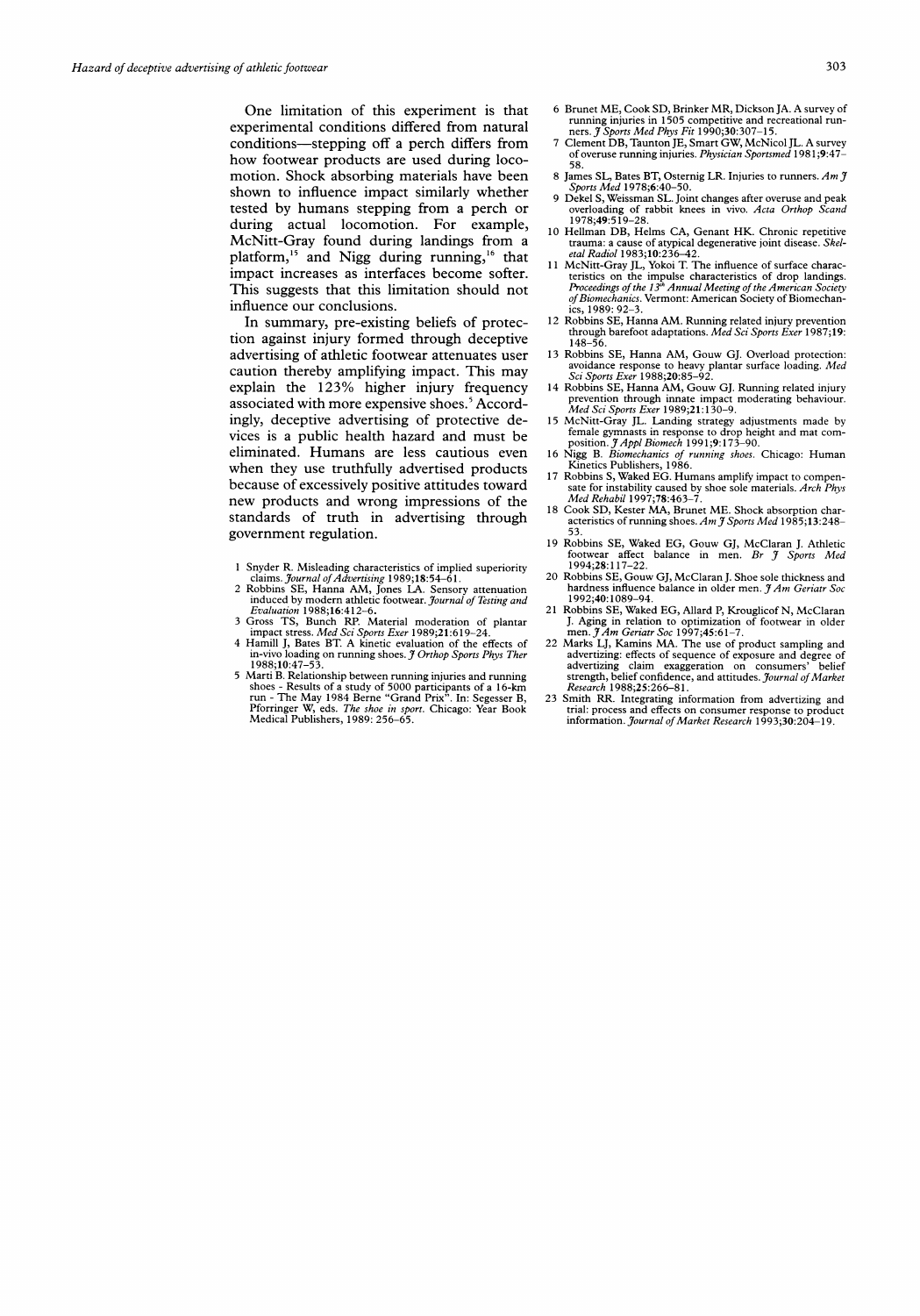One limitation of this experiment is that experimental conditions differed from natural conditions—stepping off a perch differs from how footwear products are used during locomotion. Shock absorbing materials have been shown to influence impact similarly whether tested by humans stepping from a perch or during actual locomotion. For example, McNitt-Gray found during landings from a platform,[15] and Nigg during running,[16] that impact increases as interfaces become softer. This suggests that this limitation should not influence our conclusions.

In summary, pre-existing beliefs of protection against injury formed through deceptive advertising of athletic footwear attenuates user caution thereby amplifying impact. This may explain the 123% higher injury frequency associated with more expensive shoes.[5] Accordingly, deceptive advertising of protective devices is a public health hazard and must be eliminated. Humans are less cautious even when they use truthfully advertised products because of excessively positive attitudes toward new products and wrong impressions of the standards of truth in advertising through government regulation.

1 Snyder R. Misleading characteristics of implied superiority claims. *Journal of Advertising* 1989;**18**:54–61.
2 Robbins SE, Hanna AM, Jones LA. Sensory attenuation induced by modern athletic footwear. *Journal of Testing and Evaluation* 1988;**16**:412–6.
3 Gross TS, Bunch RP. Material moderation of plantar impact stress. *Med Sci Sports Exer* 1989;**21**:619–24.
4 Hamill J, Bates BT. A kinetic evaluation of the effects of in-vivo loading on running shoes. *J Orthop Sports Phys Ther* 1988;**10**:47–53.
5 Marti B. Relationship between running injuries and running shoes - Results of a study of 5000 participants of a 16-km run - The May 1984 Berne "Grand Prix". In: Segesser B, Pforringer W, eds. *The shoe in sport.* Chicago: Year Book Medical Publishers, 1989: 256–65.
6 Brunet ME, Cook SD, Brinker MR, Dickson JA. A survey of running injuries in 1505 competitive and recreational runners. *J Sports Med Phys Fit* 1990;**30**:307–15.
7 Clement DB, Taunton JE, Smart GW, McNicol JL. A survey of overuse running injuries. *Physician Sportsmed* 1981;**9**:47–58.
8 James SL, Bates BT, Osternig LR. Injuries to runners. *Am J Sports Med* 1978;**6**:40–50.
9 Dekel S, Weissman SL. Joint changes after overuse and peak overloading of rabbit knees in vivo. *Acta Orthop Scand* 1978;**49**:519–28.
10 Hellman DB, Helms CA, Genant HK. Chronic repetitive trauma: a cause of atypical degenerative joint disease. *Skeletal Radiol* 1983;**10**:236–42.
11 McNitt-Gray JL, Yokoi T. The influence of surface characteristics on the impulse characteristics of drop landings. *Proceedings of the 13th Annual Meeting of the American Society of Biomechanics.* Vermont: American Society of Biomechanics, 1989: 92–3.
12 Robbins SE, Hanna AM. Running related injury prevention through barefoot adaptations. *Med Sci Sports Exer* 1987;**19**: 148–56.
13 Robbins SE, Hanna AM, Gouw GJ. Overload protection: avoidance response to heavy plantar surface loading. *Med Sci Sports Exer* 1988;**20**:85–92.
14 Robbins SE, Hanna AM, Gouw GJ. Running related injury prevention through innate impact moderating behaviour. *Med Sci Sports Exer* 1989;**21**:130–9.
15 McNitt-Gray JL. Landing strategy adjustments made by female gymnasts in response to drop height and mat composition. *J Appl Biomech* 1991;**9**:173–90.
16 Nigg B. *Biomechanics of running shoes.* Chicago: Human Kinetics Publishers, 1986.
17 Robbins S, Waked EG. Humans amplify impact to compensate for instability caused by shoe sole materials. *Arch Phys Med Rehabil* 1997;**78**:463–7.
18 Cook SD, Kester MA, Brunet ME. Shock absorption characteristics of running shoes. *Am J Sports Med* 1985;**13**:248–53.
19 Robbins SE, Waked EG, Gouw GJ, McClaran J. Athletic footwear affect balance in men. *Br J Sports Med* 1994;**28**:117–22.
20 Robbins SE, Gouw GJ, McClaran J. Shoe sole thickness and hardness influence balance in older men. *J Am Geriatr Soc* 1992;**40**:1089–94.
21 Robbins SE, Waked EG, Allard P, Krouglicof N, McClaran J. Aging in relation to optimization of footwear in older men. *J Am Geriatr Soc* 1997;**45**:61–7.
22 Marks LJ, Kamins MA. The use of product sampling and advertizing: effects of sequence of exposure and degree of advertizing claim exaggeration on consumers' belief strength, belief confidence, and attitudes. *Journal of Market Research* 1988;**25**:266–81.
23 Smith RR. Integrating information from advertizing and trial: process and effects on consumer response to product information. *Journal of Market Research* 1993;**30**:204–19.